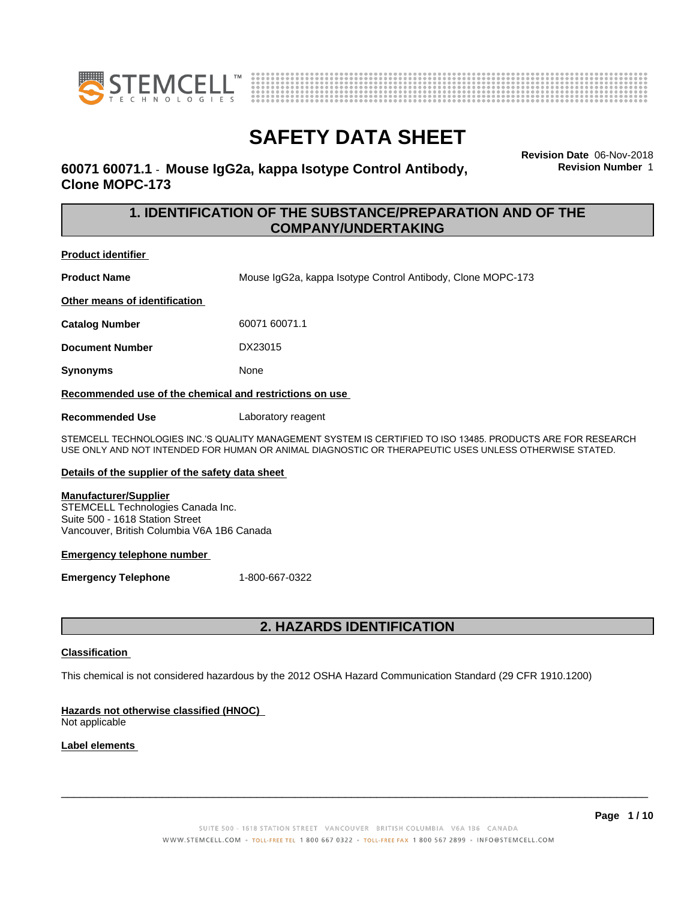# SAFETY DATA SHEET

## 60071 60071.1 - Mouse IgG2a, kappa Isotype Control Antibody, Clone MOPC-173

**Revision Date** 06-Nov-2018
**Revision Number** 1

## 1. IDENTIFICATION OF THE SUBSTANCE/PREPARATION AND OF THE COMPANY/UNDERTAKING

**Product identifier**

**Product Name** Mouse IgG2a, kappa Isotype Control Antibody, Clone MOPC-173

**Other means of identification**

**Catalog Number** 60071 60071.1

**Document Number** DX23015

**Synonyms** None

**Recommended use of the chemical and restrictions on use**

**Recommended Use** Laboratory reagent

STEMCELL TECHNOLOGIES INC.'S QUALITY MANAGEMENT SYSTEM IS CERTIFIED TO ISO 13485. PRODUCTS ARE FOR RESEARCH USE ONLY AND NOT INTENDED FOR HUMAN OR ANIMAL DIAGNOSTIC OR THERAPEUTIC USES UNLESS OTHERWISE STATED.

**Details of the supplier of the safety data sheet**

**Manufacturer/Supplier**
STEMCELL Technologies Canada Inc.
Suite 500 - 1618 Station Street
Vancouver, British Columbia V6A 1B6 Canada

**Emergency telephone number**

**Emergency Telephone** 1-800-667-0322

## 2. HAZARDS IDENTIFICATION

**Classification**

This chemical is not considered hazardous by the 2012 OSHA Hazard Communication Standard (29 CFR 1910.1200)

**Hazards not otherwise classified (HNOC)**
Not applicable

**Label elements**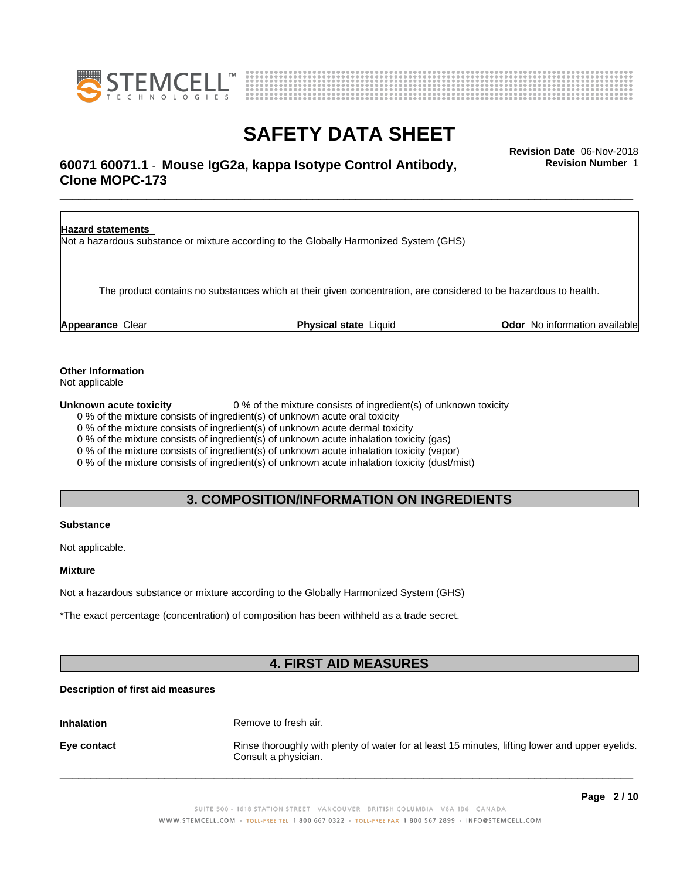**Hazard statements**

Not a hazardous substance or mixture according to the Globally Harmonized System (GHS)

The product contains no substances which at their given concentration, are considered to be hazardous to health.

**Appearance** Clear **Physical state** Liquid **Odor** No information available

**Other Information**

Not applicable

**Unknown acute toxicity** 0 % of the mixture consists of ingredient(s) of unknown toxicity

0 % of the mixture consists of ingredient(s) of unknown acute oral toxicity
0 % of the mixture consists of ingredient(s) of unknown acute dermal toxicity
0 % of the mixture consists of ingredient(s) of unknown acute inhalation toxicity (gas)
0 % of the mixture consists of ingredient(s) of unknown acute inhalation toxicity (vapor)
0 % of the mixture consists of ingredient(s) of unknown acute inhalation toxicity (dust/mist)

## 3. COMPOSITION/INFORMATION ON INGREDIENTS

**Substance**

Not applicable.

**Mixture**

Not a hazardous substance or mixture according to the Globally Harmonized System (GHS)

*The exact percentage (concentration) of composition has been withheld as a trade secret.

## 4. FIRST AID MEASURES

**Description of first aid measures**

**Inhalation** Remove to fresh air.

**Eye contact** Rinse thoroughly with plenty of water for at least 15 minutes, lifting lower and upper eyelids. Consult a physician.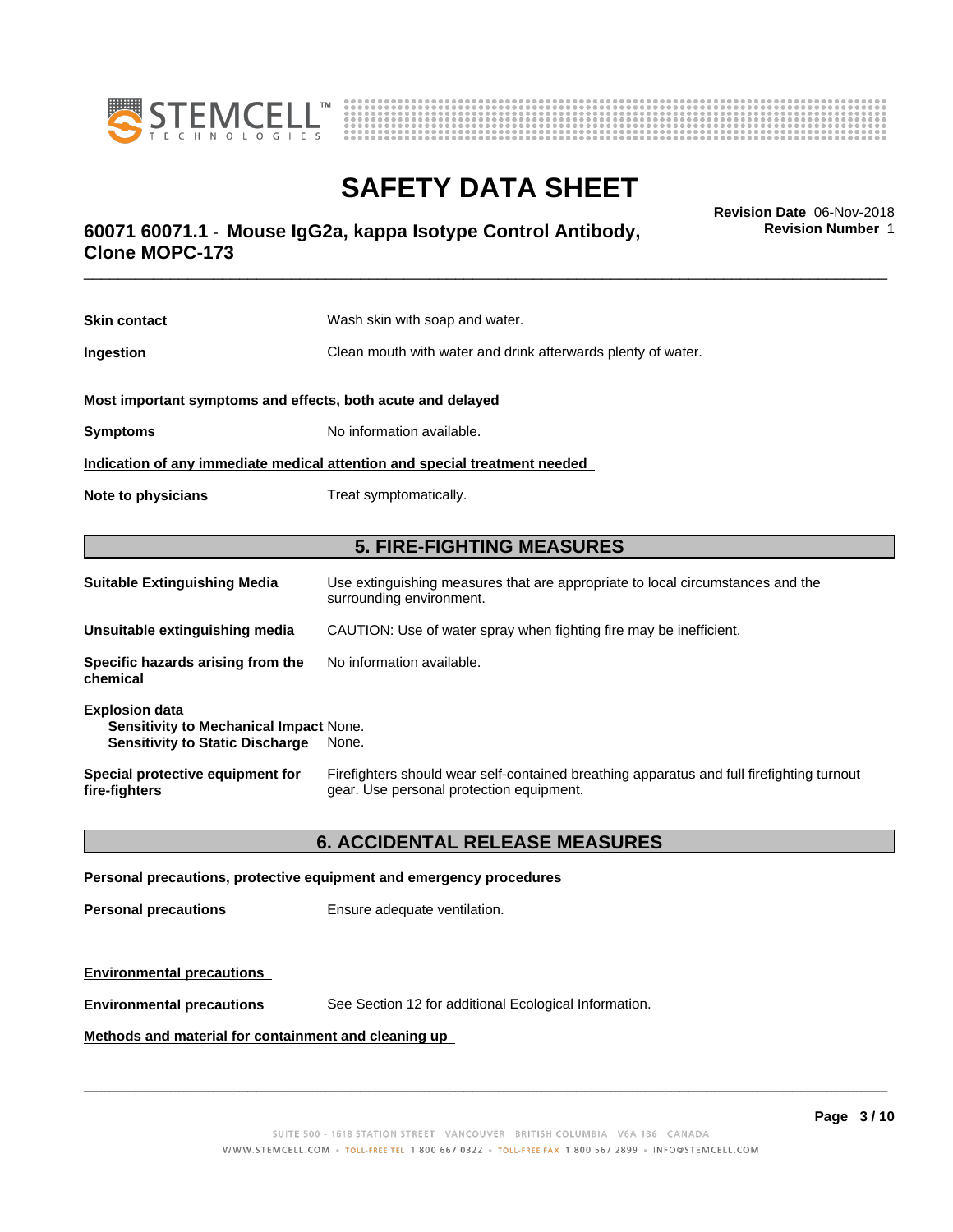**Skin contact** Wash skin with soap and water.

**Ingestion** Clean mouth with water and drink afterwards plenty of water.

**Most important symptoms and effects, both acute and delayed**

**Symptoms** No information available.

**Indication of any immediate medical attention and special treatment needed**

**Note to physicians** Treat symptomatically.

## 5. FIRE-FIGHTING MEASURES

**Suitable Extinguishing Media** Use extinguishing measures that are appropriate to local circumstances and the surrounding environment.

**Unsuitable extinguishing media** CAUTION: Use of water spray when fighting fire may be inefficient.

**Specific hazards arising from the chemical** No information available.

**Explosion data**
**Sensitivity to Mechanical Impact** None.
**Sensitivity to Static Discharge** None.

**Special protective equipment for fire-fighters** Firefighters should wear self-contained breathing apparatus and full firefighting turnout gear. Use personal protection equipment.

## 6. ACCIDENTAL RELEASE MEASURES

**Personal precautions, protective equipment and emergency procedures**

**Personal precautions** Ensure adequate ventilation.

**Environmental precautions**

**Environmental precautions** See Section 12 for additional Ecological Information.

**Methods and material for containment and cleaning up**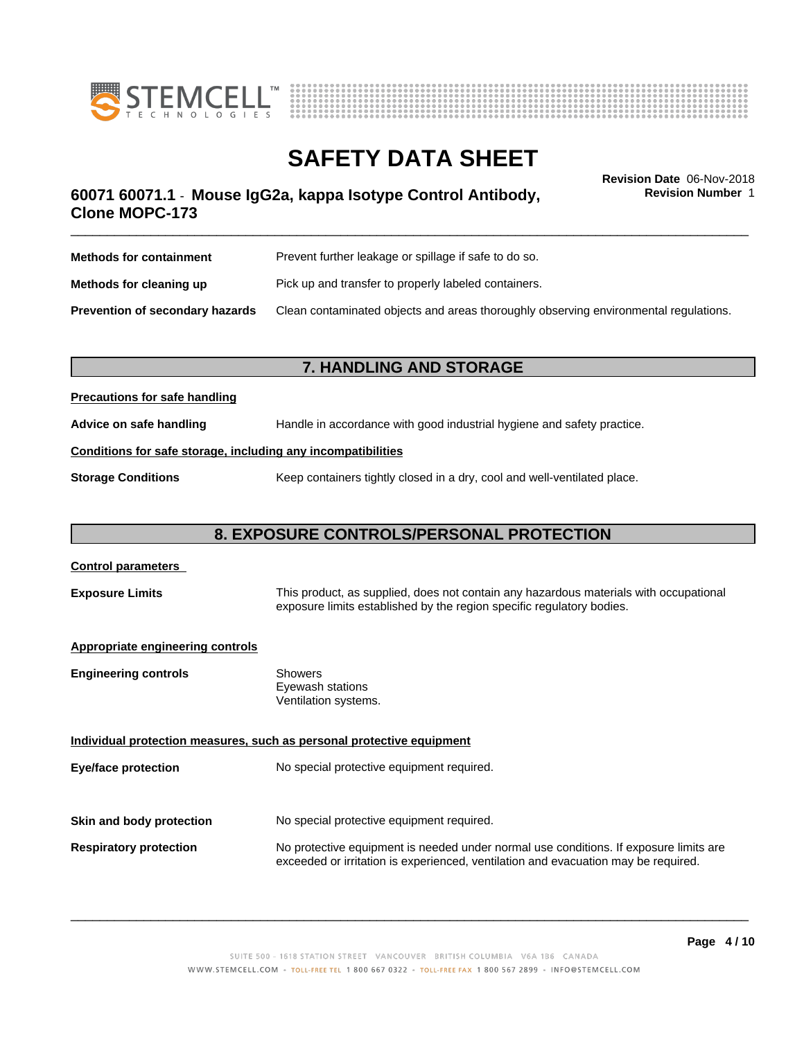| | |
|---|---|
| **Methods for containment** | Prevent further leakage or spillage if safe to do so. |
| **Methods for cleaning up** | Pick up and transfer to properly labeled containers. |
| **Prevention of secondary hazards** | Clean contaminated objects and areas thoroughly observing environmental regulations. |

## 7. HANDLING AND STORAGE

**Precautions for safe handling**

| | |
|---|---|
| **Advice on safe handling** | Handle in accordance with good industrial hygiene and safety practice. |

**Conditions for safe storage, including any incompatibilities**

| | |
|---|---|
| **Storage Conditions** | Keep containers tightly closed in a dry, cool and well-ventilated place. |

## 8. EXPOSURE CONTROLS/PERSONAL PROTECTION

**Control parameters**

| | |
|---|---|
| **Exposure Limits** | This product, as supplied, does not contain any hazardous materials with occupational exposure limits established by the region specific regulatory bodies. |

**Appropriate engineering controls**

| | |
|---|---|
| **Engineering controls** | Showers<br>Eyewash stations<br>Ventilation systems. |

**Individual protection measures, such as personal protective equipment**

| | |
|---|---|
| **Eye/face protection** | No special protective equipment required. |
| **Skin and body protection** | No special protective equipment required. |
| **Respiratory protection** | No protective equipment is needed under normal use conditions. If exposure limits are exceeded or irritation is experienced, ventilation and evacuation may be required. |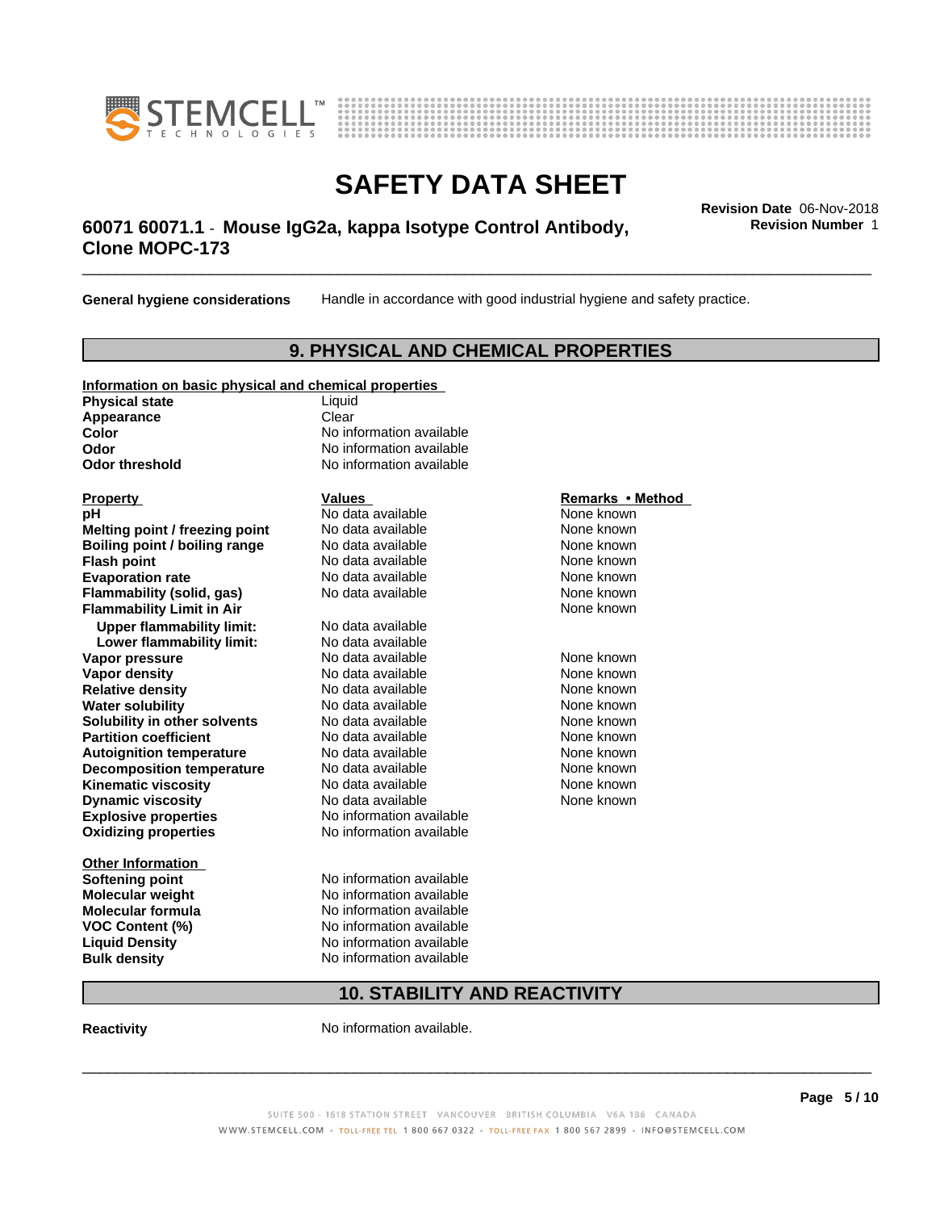**General hygiene considerations** Handle in accordance with good industrial hygiene and safety practice.

## 9. PHYSICAL AND CHEMICAL PROPERTIES

**Information on basic physical and chemical properties**

| | |
|---|---|
| **Physical state** | Liquid |
| **Appearance** | Clear |
| **Color** | No information available |
| **Odor** | No information available |
| **Odor threshold** | No information available |

| **Property** | **Values** | **Remarks • Method** |
|---|---|---|
| **pH** | No data available | None known |
| **Melting point / freezing point** | No data available | None known |
| **Boiling point / boiling range** | No data available | None known |
| **Flash point** | No data available | None known |
| **Evaporation rate** | No data available | None known |
| **Flammability (solid, gas)** | No data available | None known |
| **Flammability Limit in Air** | | None known |
| **Upper flammability limit:** | No data available | |
| **Lower flammability limit:** | No data available | |
| **Vapor pressure** | No data available | None known |
| **Vapor density** | No data available | None known |
| **Relative density** | No data available | None known |
| **Water solubility** | No data available | None known |
| **Solubility in other solvents** | No data available | None known |
| **Partition coefficient** | No data available | None known |
| **Autoignition temperature** | No data available | None known |
| **Decomposition temperature** | No data available | None known |
| **Kinematic viscosity** | No data available | None known |
| **Dynamic viscosity** | No data available | None known |
| **Explosive properties** | No information available | |
| **Oxidizing properties** | No information available | |

**Other Information**

| | |
|---|---|
| **Softening point** | No information available |
| **Molecular weight** | No information available |
| **Molecular formula** | No information available |
| **VOC Content (%)** | No information available |
| **Liquid Density** | No information available |
| **Bulk density** | No information available |

## 10. STABILITY AND REACTIVITY

**Reactivity** No information available.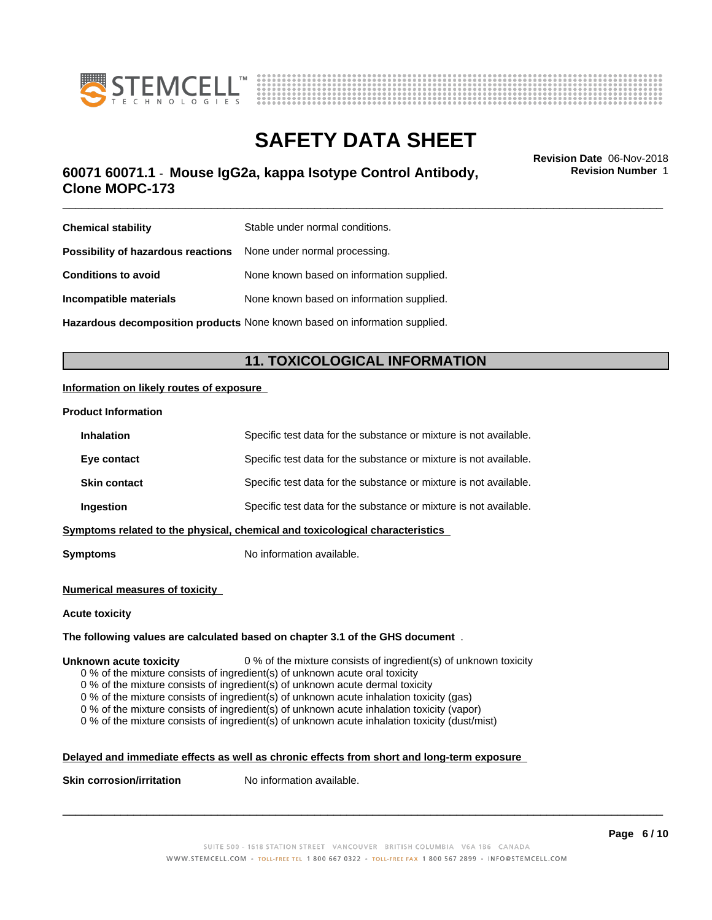| | |
|---|---|
| **Chemical stability** | Stable under normal conditions. |
| **Possibility of hazardous reactions** | None under normal processing. |
| **Conditions to avoid** | None known based on information supplied. |
| **Incompatible materials** | None known based on information supplied. |
| **Hazardous decomposition products** | None known based on information supplied. |

## 11. TOXICOLOGICAL INFORMATION

**Information on likely routes of exposure**

**Product Information**

| | |
|---|---|
| **Inhalation** | Specific test data for the substance or mixture is not available. |
| **Eye contact** | Specific test data for the substance or mixture is not available. |
| **Skin contact** | Specific test data for the substance or mixture is not available. |
| **Ingestion** | Specific test data for the substance or mixture is not available. |

**Symptoms related to the physical, chemical and toxicological characteristics**

**Symptoms** No information available.

**Numerical measures of toxicity**

**Acute toxicity**

**The following values are calculated based on chapter 3.1 of the GHS document** .

**Unknown acute toxicity** 0 % of the mixture consists of ingredient(s) of unknown toxicity

0 % of the mixture consists of ingredient(s) of unknown acute oral toxicity
0 % of the mixture consists of ingredient(s) of unknown acute dermal toxicity
0 % of the mixture consists of ingredient(s) of unknown acute inhalation toxicity (gas)
0 % of the mixture consists of ingredient(s) of unknown acute inhalation toxicity (vapor)
0 % of the mixture consists of ingredient(s) of unknown acute inhalation toxicity (dust/mist)

**Delayed and immediate effects as well as chronic effects from short and long-term exposure**

**Skin corrosion/irritation** No information available.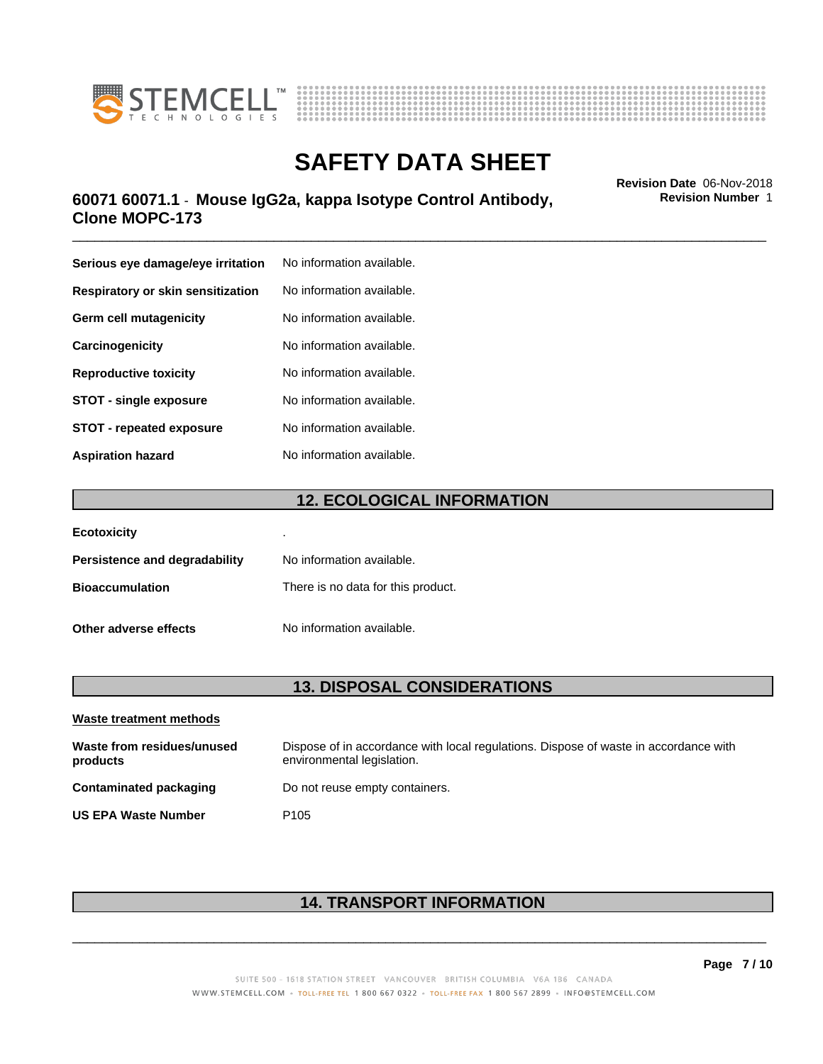| | |
|---|---|
| **Serious eye damage/eye irritation** | No information available. |
| **Respiratory or skin sensitization** | No information available. |
| **Germ cell mutagenicity** | No information available. |
| **Carcinogenicity** | No information available. |
| **Reproductive toxicity** | No information available. |
| **STOT - single exposure** | No information available. |
| **STOT - repeated exposure** | No information available. |
| **Aspiration hazard** | No information available. |

## 12. ECOLOGICAL INFORMATION

| | |
|---|---|
| **Ecotoxicity** | . |
| **Persistence and degradability** | No information available. |
| **Bioaccumulation** | There is no data for this product. |
| **Other adverse effects** | No information available. |

## 13. DISPOSAL CONSIDERATIONS

**Waste treatment methods**

| | |
|---|---|
| **Waste from residues/unused products** | Dispose of in accordance with local regulations. Dispose of waste in accordance with environmental legislation. |
| **Contaminated packaging** | Do not reuse empty containers. |
| **US EPA Waste Number** | P105 |

## 14. TRANSPORT INFORMATION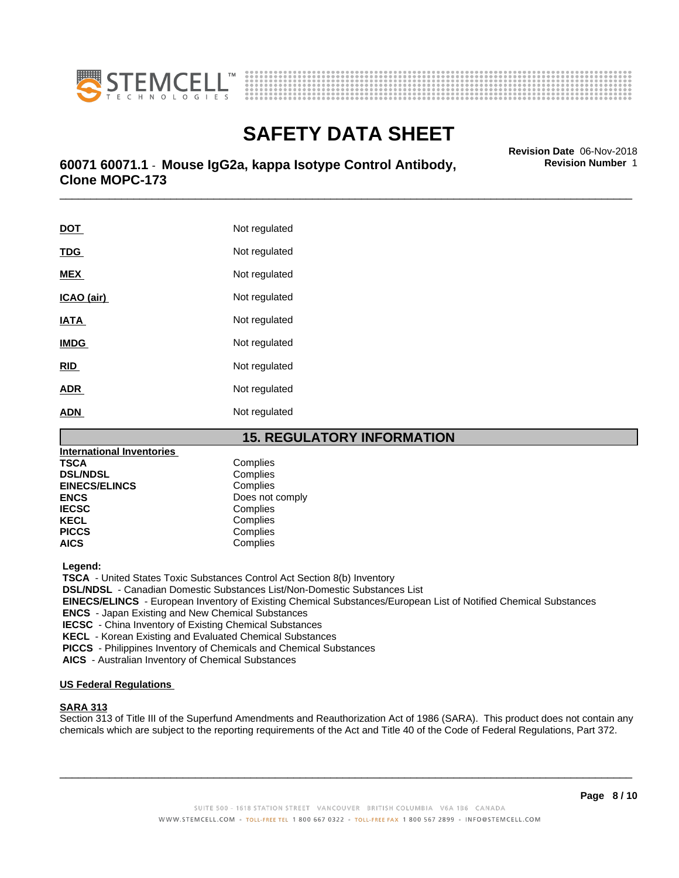| | |
|---|---|
| **DOT** | Not regulated |
| **TDG** | Not regulated |
| **MEX** | Not regulated |
| **ICAO (air)** | Not regulated |
| **IATA** | Not regulated |
| **IMDG** | Not regulated |
| **RID** | Not regulated |
| **ADR** | Not regulated |
| **ADN** | Not regulated |

## 15. REGULATORY INFORMATION

**International Inventories**

| | |
|---|---|
| **TSCA** | Complies |
| **DSL/NDSL** | Complies |
| **EINECS/ELINCS** | Complies |
| **ENCS** | Does not comply |
| **IECSC** | Complies |
| **KECL** | Complies |
| **PICCS** | Complies |
| **AICS** | Complies |

**Legend:**
**TSCA** - United States Toxic Substances Control Act Section 8(b) Inventory
**DSL/NDSL** - Canadian Domestic Substances List/Non-Domestic Substances List
**EINECS/ELINCS** - European Inventory of Existing Chemical Substances/European List of Notified Chemical Substances
**ENCS** - Japan Existing and New Chemical Substances
**IECSC** - China Inventory of Existing Chemical Substances
**KECL** - Korean Existing and Evaluated Chemical Substances
**PICCS** - Philippines Inventory of Chemicals and Chemical Substances
**AICS** - Australian Inventory of Chemical Substances

**US Federal Regulations**

**SARA 313**
Section 313 of Title III of the Superfund Amendments and Reauthorization Act of 1986 (SARA). This product does not contain any chemicals which are subject to the reporting requirements of the Act and Title 40 of the Code of Federal Regulations, Part 372.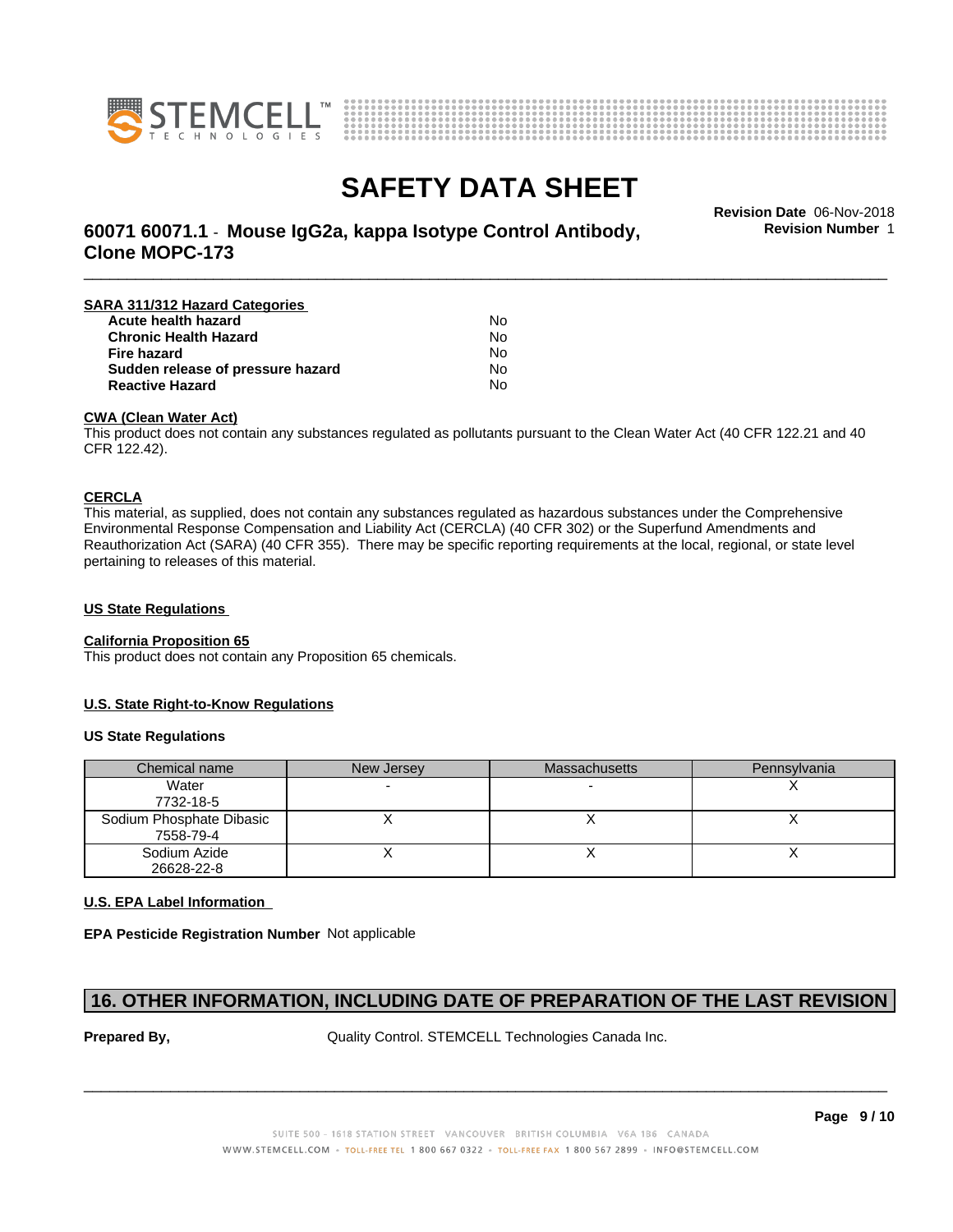**SARA 311/312 Hazard Categories**

| | |
|---|---|
| **Acute health hazard** | No |
| **Chronic Health Hazard** | No |
| **Fire hazard** | No |
| **Sudden release of pressure hazard** | No |
| **Reactive Hazard** | No |

**CWA (Clean Water Act)**

This product does not contain any substances regulated as pollutants pursuant to the Clean Water Act (40 CFR 122.21 and 40 CFR 122.42).

**CERCLA**

This material, as supplied, does not contain any substances regulated as hazardous substances under the Comprehensive Environmental Response Compensation and Liability Act (CERCLA) (40 CFR 302) or the Superfund Amendments and Reauthorization Act (SARA) (40 CFR 355). There may be specific reporting requirements at the local, regional, or state level pertaining to releases of this material.

**US State Regulations**

**California Proposition 65**

This product does not contain any Proposition 65 chemicals.

**U.S. State Right-to-Know Regulations**

**US State Regulations**

| Chemical name | New Jersey | Massachusetts | Pennsylvania |
|---|---|---|---|
| Water 7732-18-5 | - | - | X |
| Sodium Phosphate Dibasic 7558-79-4 | X | X | X |
| Sodium Azide 26628-22-8 | X | X | X |

**U.S. EPA Label Information**

**EPA Pesticide Registration Number** Not applicable

## 16. OTHER INFORMATION, INCLUDING DATE OF PREPARATION OF THE LAST REVISION

**Prepared By,** Quality Control. STEMCELL Technologies Canada Inc.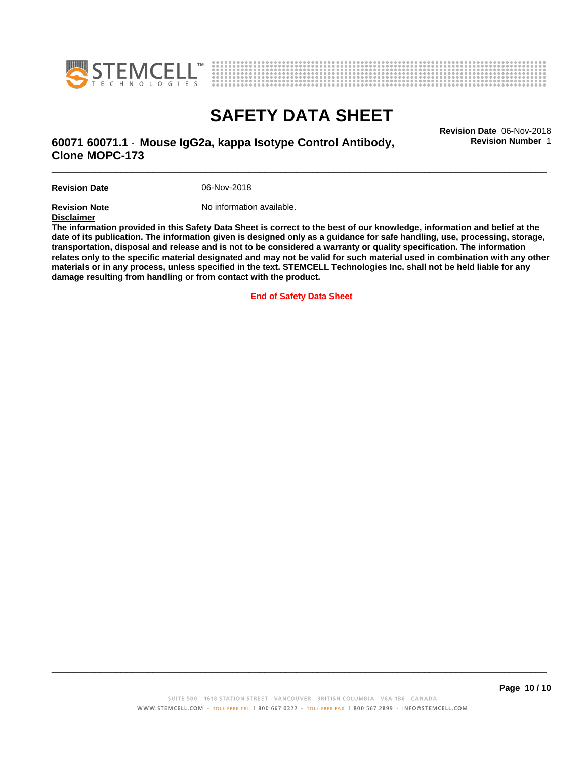| | |
|---|---|
| **Revision Date** | 06-Nov-2018 |
| **Revision Note** | No information available. |

**Disclaimer**

**The information provided in this Safety Data Sheet is correct to the best of our knowledge, information and belief at the date of its publication. The information given is designed only as a guidance for safe handling, use, processing, storage, transportation, disposal and release and is not to be considered a warranty or quality specification. The information relates only to the specific material designated and may not be valid for such material used in combination with any other materials or in any process, unless specified in the text. STEMCELL Technologies Inc. shall not be held liable for any damage resulting from handling or from contact with the product.**

**End of Safety Data Sheet**